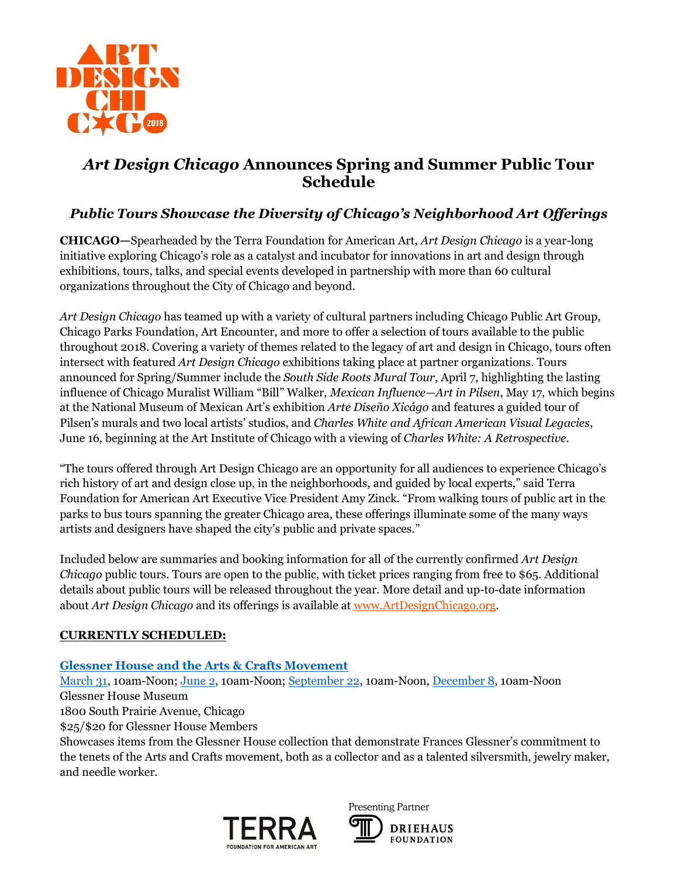# *Art Design Chicago* Announces Spring and Summer Public Tour Schedule

## *Public Tours Showcase the Diversity of Chicago's Neighborhood Art Offerings*

**CHICAGO—**Spearheaded by the Terra Foundation for American Art, *Art Design Chicago* is a year-long initiative exploring Chicago's role as a catalyst and incubator for innovations in art and design through exhibitions, tours, talks, and special events developed in partnership with more than 60 cultural organizations throughout the City of Chicago and beyond.

*Art Design Chicago* has teamed up with a variety of cultural partners including Chicago Public Art Group, Chicago Parks Foundation, Art Encounter, and more to offer a selection of tours available to the public throughout 2018. Covering a variety of themes related to the legacy of art and design in Chicago, tours often intersect with featured *Art Design Chicago* exhibitions taking place at partner organizations. Tours announced for Spring/Summer include the *South Side Roots Mural Tour*, April 7, highlighting the lasting influence of Chicago Muralist William "Bill" Walker, *Mexican Influence—Art in Pilsen*, May 17, which begins at the National Museum of Mexican Art's exhibition *Arte Diseño Xicágo* and features a guided tour of Pilsen's murals and two local artists' studios, and *Charles White and African American Visual Legacies*, June 16, beginning at the Art Institute of Chicago with a viewing of *Charles White: A Retrospective*.

"The tours offered through Art Design Chicago are an opportunity for all audiences to experience Chicago's rich history of art and design close up, in the neighborhoods, and guided by local experts," said Terra Foundation for American Art Executive Vice President Amy Zinck. "From walking tours of public art in the parks to bus tours spanning the greater Chicago area, these offerings illuminate some of the many ways artists and designers have shaped the city's public and private spaces."

Included below are summaries and booking information for all of the currently confirmed *Art Design Chicago* public tours. Tours are open to the public, with ticket prices ranging from free to $65. Additional details about public tours will be released throughout the year. More detail and up-to-date information about *Art Design Chicago* and its offerings is available at www.ArtDesignChicago.org.

**CURRENTLY SCHEDULED:**

**Glessner House and the Arts & Crafts Movement**

March 31, 10am-Noon; June 2, 10am-Noon; September 22, 10am-Noon, December 8, 10am-Noon
Glessner House Museum
1800 South Prairie Avenue, Chicago
$25/$20 for Glessner House Members
Showcases items from the Glessner House collection that demonstrate Frances Glessner's commitment to the tenets of the Arts and Crafts movement, both as a collector and as a talented silversmith, jewelry maker, and needle worker.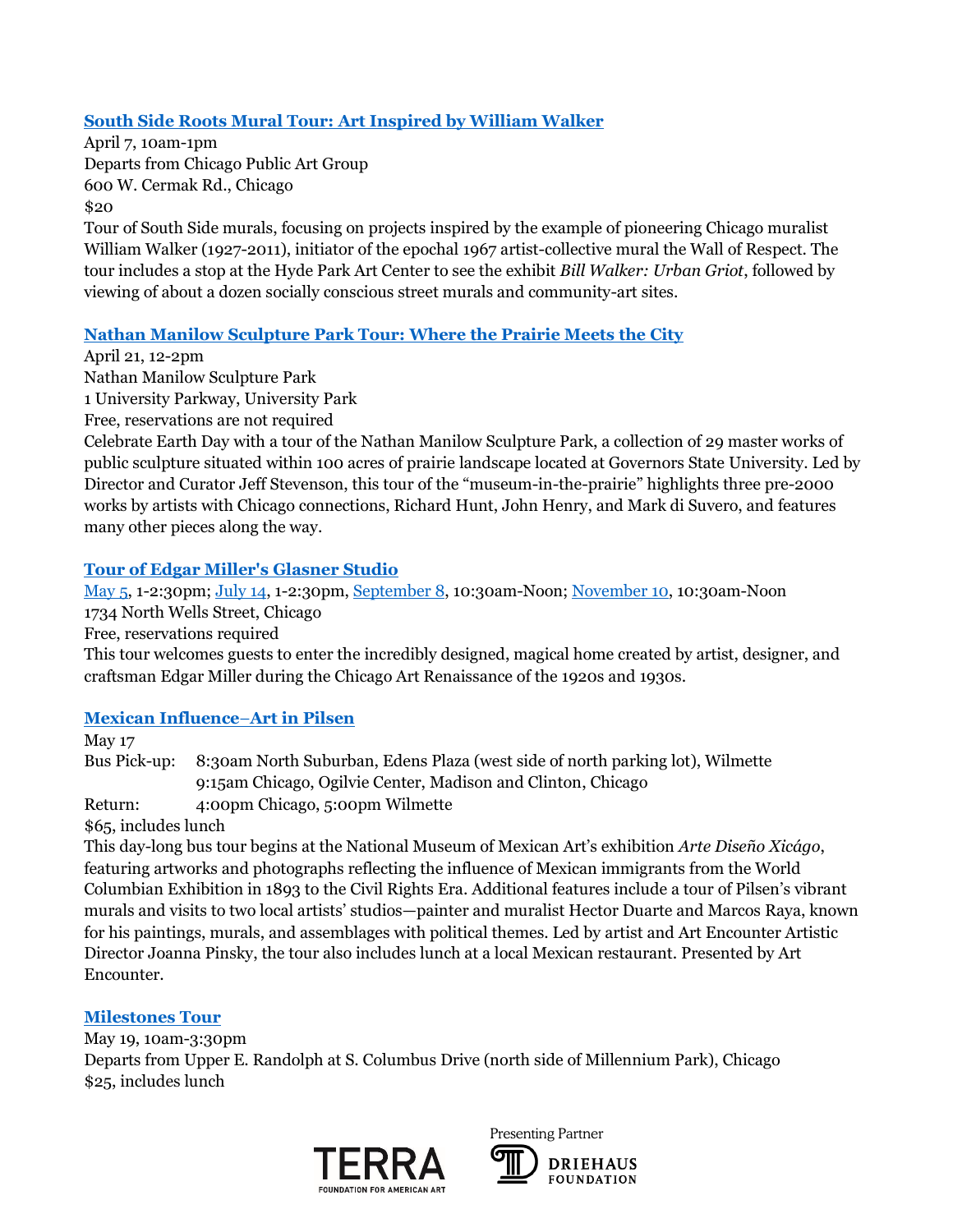### [South Side Roots Mural Tour: Art Inspired by William Walker]

April 7, 10am-1pm
Departs from Chicago Public Art Group
600 W. Cermak Rd., Chicago
$20

Tour of South Side murals, focusing on projects inspired by the example of pioneering Chicago muralist William Walker (1927-2011), initiator of the epochal 1967 artist-collective mural the Wall of Respect. The tour includes a stop at the Hyde Park Art Center to see the exhibit *Bill Walker: Urban Griot*, followed by viewing of about a dozen socially conscious street murals and community-art sites.

### [Nathan Manilow Sculpture Park Tour: Where the Prairie Meets the City]

April 21, 12-2pm
Nathan Manilow Sculpture Park
1 University Parkway, University Park
Free, reservations are not required

Celebrate Earth Day with a tour of the Nathan Manilow Sculpture Park, a collection of 29 master works of public sculpture situated within 100 acres of prairie landscape located at Governors State University. Led by Director and Curator Jeff Stevenson, this tour of the "museum-in-the-prairie" highlights three pre-2000 works by artists with Chicago connections, Richard Hunt, John Henry, and Mark di Suvero, and features many other pieces along the way.

### [Tour of Edgar Miller's Glasner Studio]

May 5, 1-2:30pm; July 14, 1-2:30pm, September 8, 10:30am-Noon; November 10, 10:30am-Noon
1734 North Wells Street, Chicago
Free, reservations required

This tour welcomes guests to enter the incredibly designed, magical home created by artist, designer, and craftsman Edgar Miller during the Chicago Art Renaissance of the 1920s and 1930s.

### [Mexican Influence–Art in Pilsen]

May 17
Bus Pick-up: 8:30am North Suburban, Edens Plaza (west side of north parking lot), Wilmette
9:15am Chicago, Ogilvie Center, Madison and Clinton, Chicago
Return: 4:00pm Chicago, 5:00pm Wilmette
$65, includes lunch

This day-long bus tour begins at the National Museum of Mexican Art's exhibition *Arte Diseño Xicágo*, featuring artworks and photographs reflecting the influence of Mexican immigrants from the World Columbian Exhibition in 1893 to the Civil Rights Era. Additional features include a tour of Pilsen's vibrant murals and visits to two local artists' studios—painter and muralist Hector Duarte and Marcos Raya, known for his paintings, murals, and assemblages with political themes. Led by artist and Art Encounter Artistic Director Joanna Pinsky, the tour also includes lunch at a local Mexican restaurant. Presented by Art Encounter.

### [Milestones Tour]

May 19, 10am-3:30pm
Departs from Upper E. Randolph at S. Columbus Drive (north side of Millennium Park), Chicago
$25, includes lunch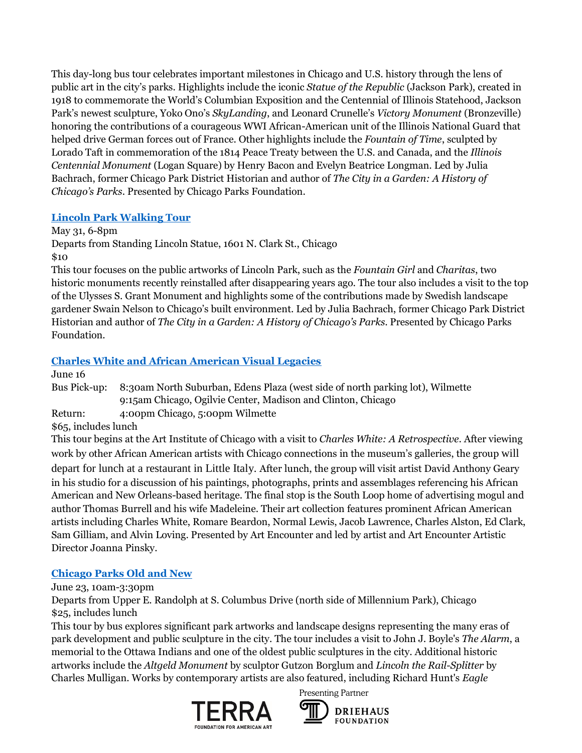This day-long bus tour celebrates important milestones in Chicago and U.S. history through the lens of public art in the city's parks. Highlights include the iconic *Statue of the Republic* (Jackson Park), created in 1918 to commemorate the World's Columbian Exposition and the Centennial of Illinois Statehood, Jackson Park's newest sculpture, Yoko Ono's *SkyLanding*, and Leonard Crunelle's *Victory Monument* (Bronzeville) honoring the contributions of a courageous WWI African-American unit of the Illinois National Guard that helped drive German forces out of France. Other highlights include the *Fountain of Time*, sculpted by Lorado Taft in commemoration of the 1814 Peace Treaty between the U.S. and Canada, and the *Illinois Centennial Monument* (Logan Square) by Henry Bacon and Evelyn Beatrice Longman. Led by Julia Bachrach, former Chicago Park District Historian and author of *The City in a Garden: A History of Chicago's Parks*. Presented by Chicago Parks Foundation.

### Lincoln Park Walking Tour

May 31, 6-8pm
Departs from Standing Lincoln Statue, 1601 N. Clark St., Chicago
$10
This tour focuses on the public artworks of Lincoln Park, such as the *Fountain Girl* and *Charitas*, two historic monuments recently reinstalled after disappearing years ago. The tour also includes a visit to the top of the Ulysses S. Grant Monument and highlights some of the contributions made by Swedish landscape gardener Swain Nelson to Chicago's built environment. Led by Julia Bachrach, former Chicago Park District Historian and author of *The City in a Garden: A History of Chicago's Parks*. Presented by Chicago Parks Foundation.

### Charles White and African American Visual Legacies

June 16
Bus Pick-up: 8:30am North Suburban, Edens Plaza (west side of north parking lot), Wilmette
9:15am Chicago, Ogilvie Center, Madison and Clinton, Chicago
Return: 4:00pm Chicago, 5:00pm Wilmette
$65, includes lunch
This tour begins at the Art Institute of Chicago with a visit to *Charles White: A Retrospective*. After viewing work by other African American artists with Chicago connections in the museum's galleries, the group will depart for lunch at a restaurant in Little Italy. After lunch, the group will visit artist David Anthony Geary in his studio for a discussion of his paintings, photographs, prints and assemblages referencing his African American and New Orleans-based heritage. The final stop is the South Loop home of advertising mogul and author Thomas Burrell and his wife Madeleine. Their art collection features prominent African American artists including Charles White, Romare Beardon, Normal Lewis, Jacob Lawrence, Charles Alston, Ed Clark, Sam Gilliam, and Alvin Loving. Presented by Art Encounter and led by artist and Art Encounter Artistic Director Joanna Pinsky.

### Chicago Parks Old and New

June 23, 10am-3:30pm
Departs from Upper E. Randolph at S. Columbus Drive (north side of Millennium Park), Chicago
$25, includes lunch
This tour by bus explores significant park artworks and landscape designs representing the many eras of park development and public sculpture in the city. The tour includes a visit to John J. Boyle's *The Alarm*, a memorial to the Ottawa Indians and one of the oldest public sculptures in the city. Additional historic artworks include the *Altgeld Monument* by sculptor Gutzon Borglum and *Lincoln the Rail-Splitter* by Charles Mulligan. Works by contemporary artists are also featured, including Richard Hunt's *Eagle*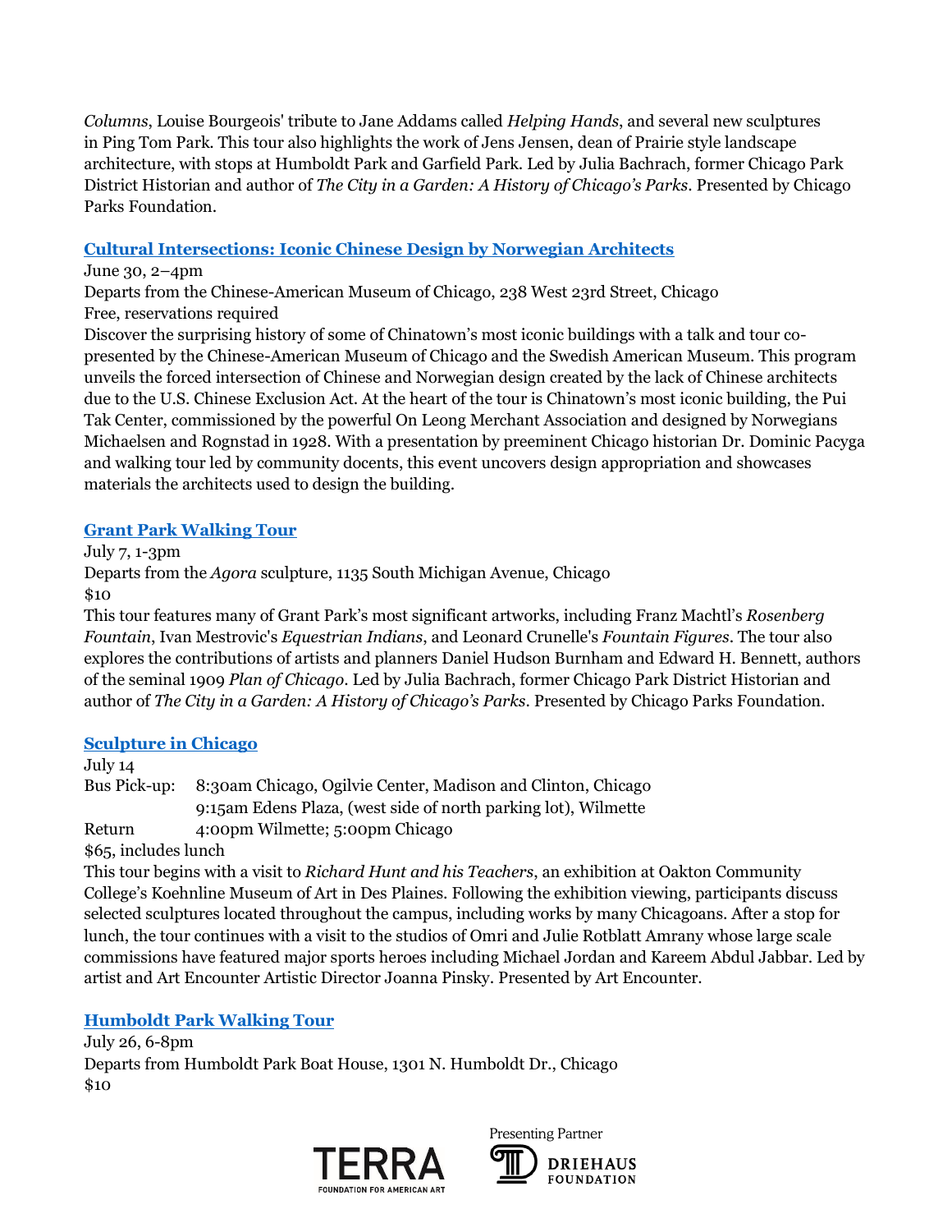*Columns*, Louise Bourgeois' tribute to Jane Addams called *Helping Hands*, and several new sculptures in Ping Tom Park. This tour also highlights the work of Jens Jensen, dean of Prairie style landscape architecture, with stops at Humboldt Park and Garfield Park. Led by Julia Bachrach, former Chicago Park District Historian and author of *The City in a Garden: A History of Chicago's Parks*. Presented by Chicago Parks Foundation.

### Cultural Intersections: Iconic Chinese Design by Norwegian Architects

June 30, 2–4pm
Departs from the Chinese-American Museum of Chicago, 238 West 23rd Street, Chicago
Free, reservations required
Discover the surprising history of some of Chinatown's most iconic buildings with a talk and tour co-presented by the Chinese-American Museum of Chicago and the Swedish American Museum. This program unveils the forced intersection of Chinese and Norwegian design created by the lack of Chinese architects due to the U.S. Chinese Exclusion Act. At the heart of the tour is Chinatown's most iconic building, the Pui Tak Center, commissioned by the powerful On Leong Merchant Association and designed by Norwegians Michaelsen and Rognstad in 1928. With a presentation by preeminent Chicago historian Dr. Dominic Pacyga and walking tour led by community docents, this event uncovers design appropriation and showcases materials the architects used to design the building.

### Grant Park Walking Tour

July 7, 1-3pm
Departs from the *Agora* sculpture, 1135 South Michigan Avenue, Chicago
$10
This tour features many of Grant Park's most significant artworks, including Franz Machtl's *Rosenberg Fountain*, Ivan Mestrovic's *Equestrian Indians*, and Leonard Crunelle's *Fountain Figures*. The tour also explores the contributions of artists and planners Daniel Hudson Burnham and Edward H. Bennett, authors of the seminal 1909 *Plan of Chicago*. Led by Julia Bachrach, former Chicago Park District Historian and author of *The City in a Garden: A History of Chicago's Parks*. Presented by Chicago Parks Foundation.

### Sculpture in Chicago

July 14
Bus Pick-up: 8:30am Chicago, Ogilvie Center, Madison and Clinton, Chicago
9:15am Edens Plaza, (west side of north parking lot), Wilmette
Return 4:00pm Wilmette; 5:00pm Chicago
$65, includes lunch
This tour begins with a visit to *Richard Hunt and his Teachers*, an exhibition at Oakton Community College's Koehnline Museum of Art in Des Plaines. Following the exhibition viewing, participants discuss selected sculptures located throughout the campus, including works by many Chicagoans. After a stop for lunch, the tour continues with a visit to the studios of Omri and Julie Rotblatt Amrany whose large scale commissions have featured major sports heroes including Michael Jordan and Kareem Abdul Jabbar. Led by artist and Art Encounter Artistic Director Joanna Pinsky. Presented by Art Encounter.

### Humboldt Park Walking Tour

July 26, 6-8pm
Departs from Humboldt Park Boat House, 1301 N. Humboldt Dr., Chicago
$10

TERRA FOUNDATION FOR AMERICAN ART

Presenting Partner
DRIEHAUS FOUNDATION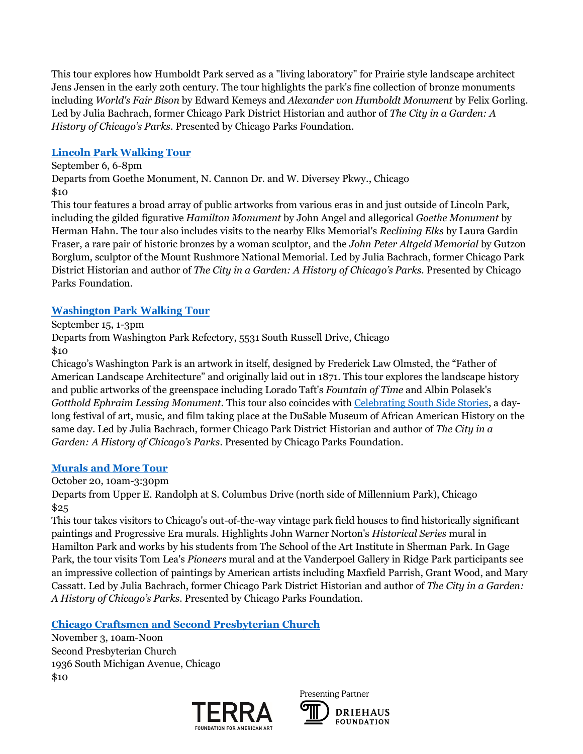This tour explores how Humboldt Park served as a "living laboratory" for Prairie style landscape architect Jens Jensen in the early 20th century. The tour highlights the park's fine collection of bronze monuments including *World's Fair Bison* by Edward Kemeys and *Alexander von Humboldt Monument* by Felix Gorling. Led by Julia Bachrach, former Chicago Park District Historian and author of *The City in a Garden: A History of Chicago's Parks*. Presented by Chicago Parks Foundation.

### [Lincoln Park Walking Tour]

September 6, 6-8pm
Departs from Goethe Monument, N. Cannon Dr. and W. Diversey Pkwy., Chicago
$10
This tour features a broad array of public artworks from various eras in and just outside of Lincoln Park, including the gilded figurative *Hamilton Monument* by John Angel and allegorical *Goethe Monument* by Herman Hahn. The tour also includes visits to the nearby Elks Memorial's *Reclining Elks* by Laura Gardin Fraser, a rare pair of historic bronzes by a woman sculptor, and the *John Peter Altgeld Memorial* by Gutzon Borglum, sculptor of the Mount Rushmore National Memorial. Led by Julia Bachrach, former Chicago Park District Historian and author of *The City in a Garden: A History of Chicago's Parks*. Presented by Chicago Parks Foundation.

### [Washington Park Walking Tour]

September 15, 1-3pm
Departs from Washington Park Refectory, 5531 South Russell Drive, Chicago
$10
Chicago's Washington Park is an artwork in itself, designed by Frederick Law Olmsted, the "Father of American Landscape Architecture" and originally laid out in 1871. This tour explores the landscape history and public artworks of the greenspace including Lorado Taft's *Fountain of Time* and Albin Polasek's *Gotthold Ephraim Lessing Monument*. This tour also coincides with [Celebrating South Side Stories], a day-long festival of art, music, and film taking place at the DuSable Museum of African American History on the same day. Led by Julia Bachrach, former Chicago Park District Historian and author of *The City in a Garden: A History of Chicago's Parks*. Presented by Chicago Parks Foundation.

### [Murals and More Tour]

October 20, 10am-3:30pm
Departs from Upper E. Randolph at S. Columbus Drive (north side of Millennium Park), Chicago
$25
This tour takes visitors to Chicago's out-of-the-way vintage park field houses to find historically significant paintings and Progressive Era murals. Highlights John Warner Norton's *Historical Series* mural in Hamilton Park and works by his students from The School of the Art Institute in Sherman Park. In Gage Park, the tour visits Tom Lea's *Pioneers* mural and at the Vanderpoel Gallery in Ridge Park participants see an impressive collection of paintings by American artists including Maxfield Parrish, Grant Wood, and Mary Cassatt. Led by Julia Bachrach, former Chicago Park District Historian and author of *The City in a Garden: A History of Chicago's Parks*. Presented by Chicago Parks Foundation.

### [Chicago Craftsmen and Second Presbyterian Church]

November 3, 10am-Noon
Second Presbyterian Church
1936 South Michigan Avenue, Chicago
$10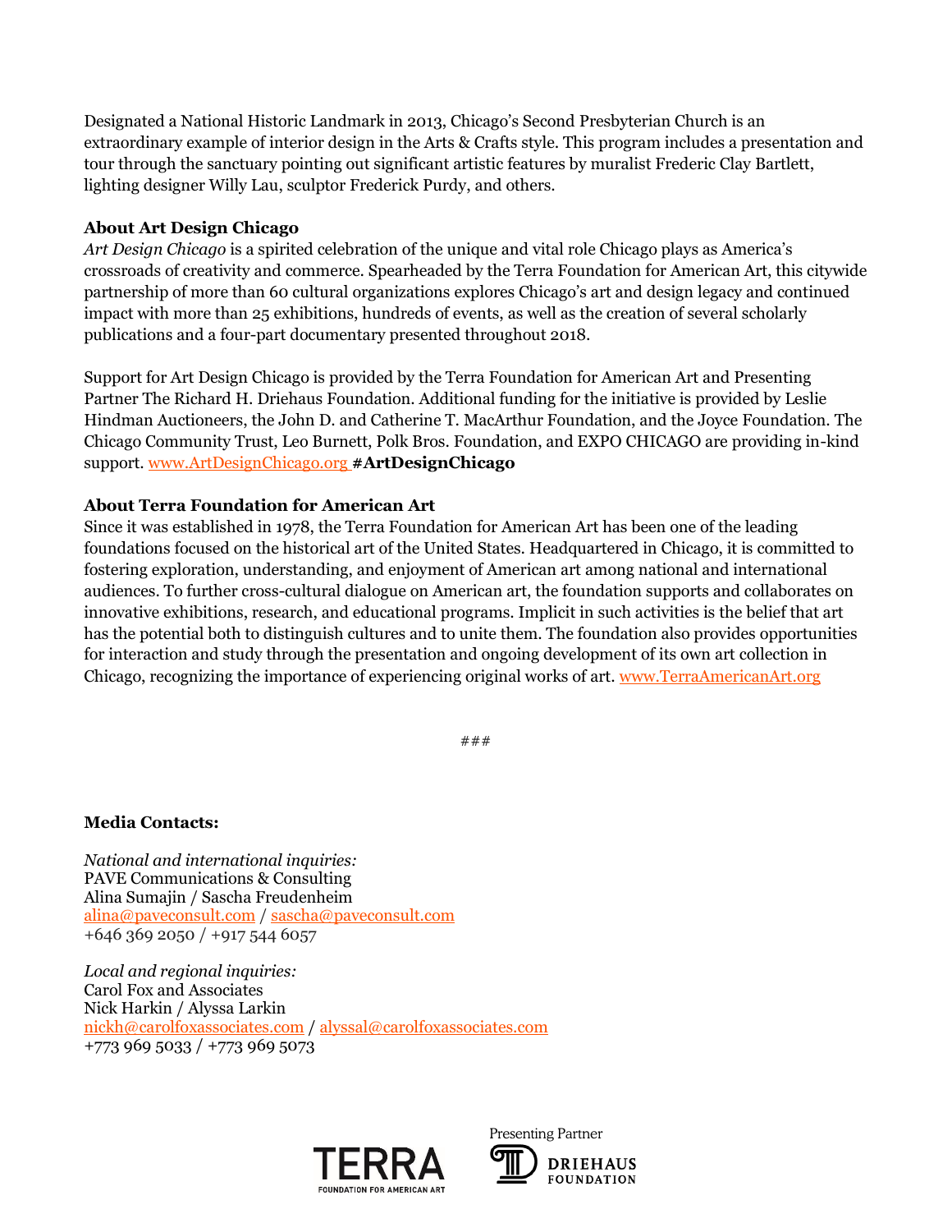Designated a National Historic Landmark in 2013, Chicago's Second Presbyterian Church is an extraordinary example of interior design in the Arts & Crafts style. This program includes a presentation and tour through the sanctuary pointing out significant artistic features by muralist Frederic Clay Bartlett, lighting designer Willy Lau, sculptor Frederick Purdy, and others.

**About Art Design Chicago**

*Art Design Chicago* is a spirited celebration of the unique and vital role Chicago plays as America's crossroads of creativity and commerce. Spearheaded by the Terra Foundation for American Art, this citywide partnership of more than 60 cultural organizations explores Chicago's art and design legacy and continued impact with more than 25 exhibitions, hundreds of events, as well as the creation of several scholarly publications and a four-part documentary presented throughout 2018.

Support for Art Design Chicago is provided by the Terra Foundation for American Art and Presenting Partner The Richard H. Driehaus Foundation. Additional funding for the initiative is provided by Leslie Hindman Auctioneers, the John D. and Catherine T. MacArthur Foundation, and the Joyce Foundation. The Chicago Community Trust, Leo Burnett, Polk Bros. Foundation, and EXPO CHICAGO are providing in-kind support. www.ArtDesignChicago.org **#ArtDesignChicago**

**About Terra Foundation for American Art**

Since it was established in 1978, the Terra Foundation for American Art has been one of the leading foundations focused on the historical art of the United States. Headquartered in Chicago, it is committed to fostering exploration, understanding, and enjoyment of American art among national and international audiences. To further cross-cultural dialogue on American art, the foundation supports and collaborates on innovative exhibitions, research, and educational programs. Implicit in such activities is the belief that art has the potential both to distinguish cultures and to unite them. The foundation also provides opportunities for interaction and study through the presentation and ongoing development of its own art collection in Chicago, recognizing the importance of experiencing original works of art. www.TerraAmericanArt.org

###

**Media Contacts:**

*National and international inquiries:*
PAVE Communications & Consulting
Alina Sumajin / Sascha Freudenheim
alina@paveconsult.com / sascha@paveconsult.com
+646 369 2050 / +917 544 6057

*Local and regional inquiries:*
Carol Fox and Associates
Nick Harkin / Alyssa Larkin
nickh@carolfoxassociates.com / alyssal@carolfoxassociates.com
+773 969 5033 / +773 969 5073

TERRA FOUNDATION FOR AMERICAN ART

Presenting Partner
DRIEHAUS FOUNDATION